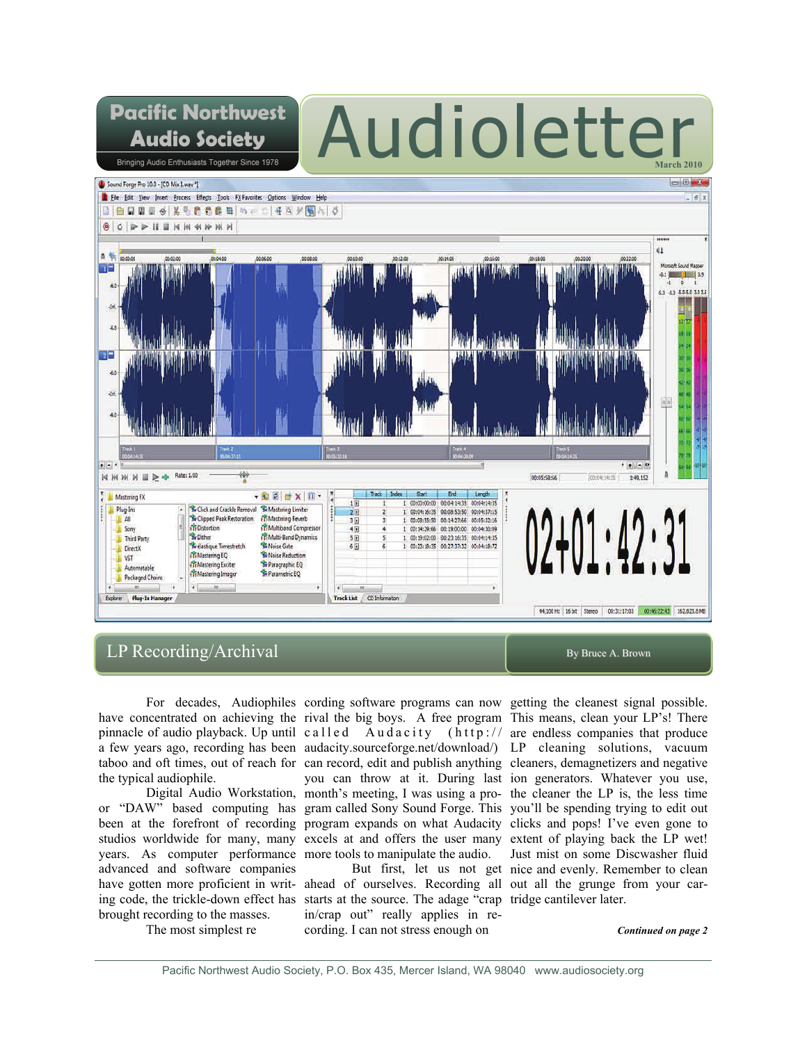# Pacific Northwest Audio Society

Bringing Audio Enthusiasts Together Since 1978

# Audioletter

March 2010

## LP Recording/Archival

By Bruce A. Brown

For decades, Audiophiles have concentrated on achieving the pinnacle of audio playback. Up until a few years ago, recording has been taboo and oft times, out of reach for the typical audiophile.

Digital Audio Workstation, or "DAW" based computing has been at the forefront of recording studios worldwide for many, many years. As computer performance advanced and software companies have gotten more proficient in writing code, the trickle-down effect has brought recording to the masses.

The most simplest recording software programs can now rival the big boys. A free program called Audacity (http://audacity.sourceforge.net/download/) can record, edit and publish anything you can throw at it. During last month's meeting, I was using a program called Sony Sound Forge. This program expands on what Audacity excels at and offers the user many more tools to manipulate the audio.

But first, let us not get ahead of ourselves. Recording all starts at the source. The adage "crap in/crap out" really applies in recording. I can not stress enough on getting the cleanest signal possible. This means, clean your LP's! There are endless companies that produce LP cleaning solutions, vacuum cleaners, demagnetizers and negative ion generators. Whatever you use, the cleaner the LP is, the less time you'll be spending trying to edit out clicks and pops! I've even gone to extent of playing back the LP wet! Just mist on some Discwasher fluid nice and evenly. Remember to clean out all the grunge from your cartridge cantilever later.

***Continued on page 2***

Pacific Northwest Audio Society, P.O. Box 435, Mercer Island, WA 98040 www.audiosociety.org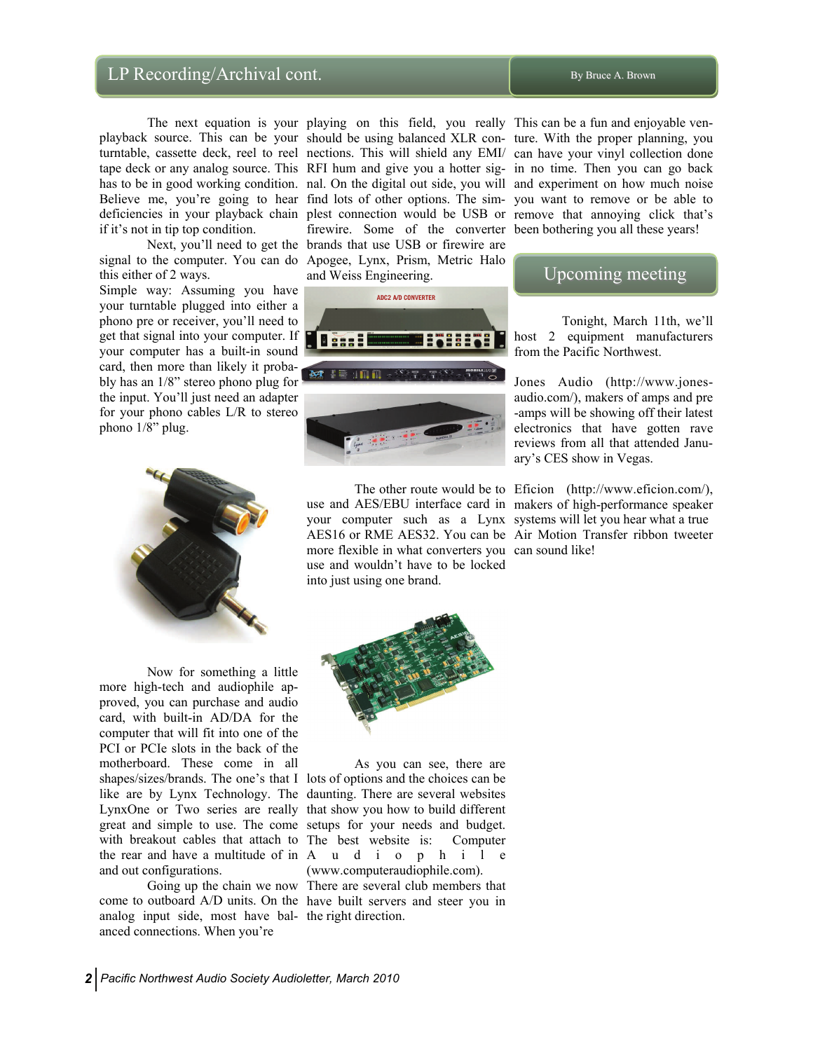## LP Recording/Archival cont.

By Bruce A. Brown

The next equation is your playback source. This can be your turntable, cassette deck, reel to reel tape deck or any analog source. This has to be in good working condition. Believe me, you're going to hear deficiencies in your playback chain if it's not in tip top condition.

Next, you'll need to get the signal to the computer. You can do this either of 2 ways.

Simple way: Assuming you have your turntable plugged into either a phono pre or receiver, you'll need to get that signal into your computer. If your computer has a built-in sound card, then more than likely it probably has an 1/8" stereo phono plug for the input. You'll just need an adapter for your phono cables L/R to stereo phono 1/8" plug.

Now for something a little more high-tech and audiophile approved, you can purchase and audio card, with built-in AD/DA for the computer that will fit into one of the PCI or PCIe slots in the back of the motherboard. These come in all shapes/sizes/brands. The one's that I like are by Lynx Technology. The LynxOne or Two series are really great and simple to use. The come with breakout cables that attach to the rear and have a multitude of in and out configurations.

Going up the chain we now come to outboard A/D units. On the analog input side, most have balanced connections. When you're playing on this field, you really should be using balanced XLR connections. This will shield any EMI/RFI hum and give you a hotter signal. On the digital out side, you will find lots of other options. The simplest connection would be USB or firewire. Some of the converter brands that use USB or firewire are Apogee, Lynx, Prism, Metric Halo and Weiss Engineering.

The other route would be to use and AES/EBU interface card in your computer such as a Lynx AES16 or RME AES32. You can be more flexible in what converters you use and wouldn't have to be locked into just using one brand.

As you can see, there are lots of options and the choices can be daunting. There are several websites that show you how to build different setups for your needs and budget. The best website is: Computer Audiophile (www.computeraudiophile.com). There are several club members that have built servers and steer you in the right direction.

This can be a fun and enjoyable venture. With the proper planning, you can have your vinyl collection done in no time. Then you can go back and experiment on how much noise you want to remove or be able to remove that annoying click that's been bothering you all these years!

## Upcoming meeting

Tonight, March 11th, we'll host 2 equipment manufacturers from the Pacific Northwest.

Jones Audio (http://www.jones-audio.com/), makers of amps and pre-amps will be showing off their latest electronics that have gotten rave reviews from all that attended January's CES show in Vegas.

Eficion (http://www.eficion.com/), makers of high-performance speaker systems will let you hear what a true Air Motion Transfer ribbon tweeter can sound like!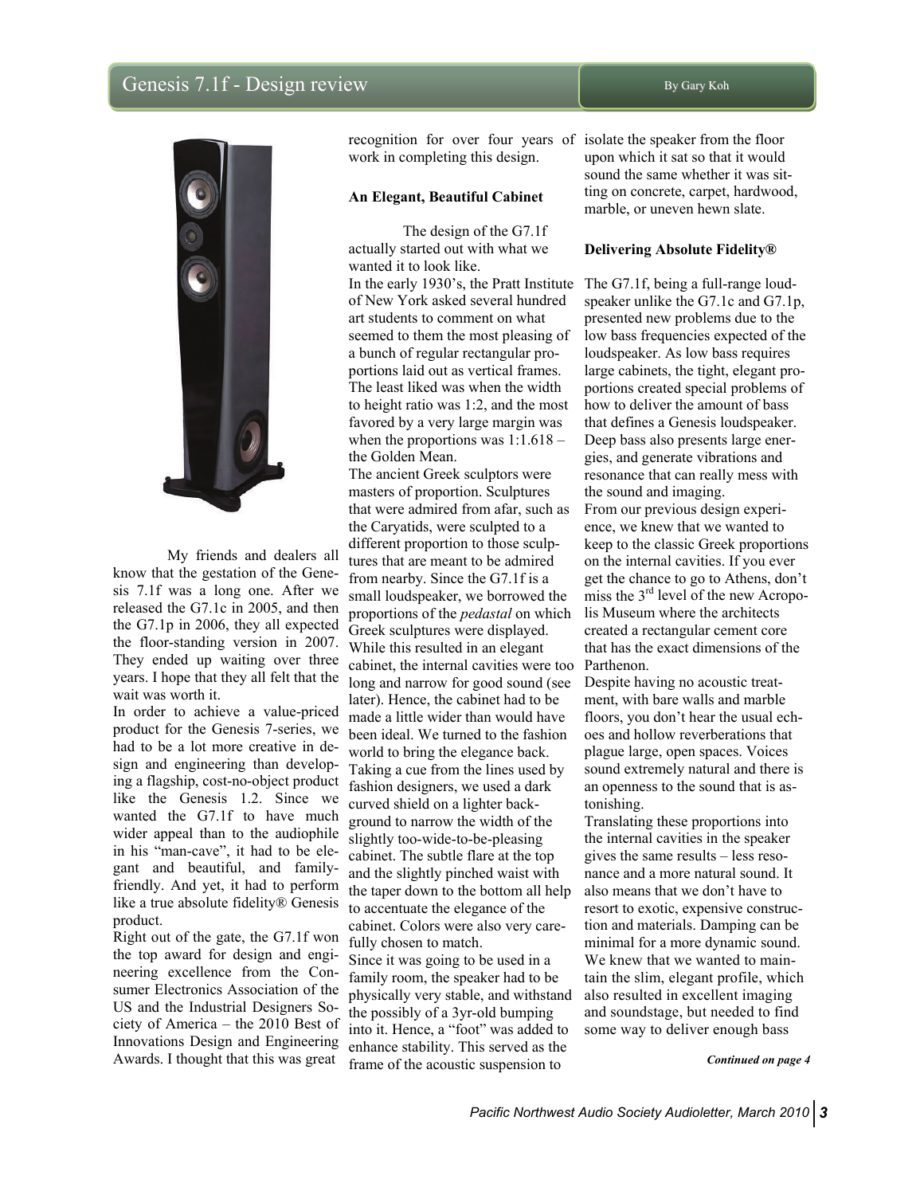# Genesis 7.1f - Design review

By Gary Koh

My friends and dealers all know that the gestation of the Genesis 7.1f was a long one. After we released the G7.1c in 2005, and then the G7.1p in 2006, they all expected the floor-standing version in 2007. They ended up waiting over three years. I hope that they all felt that the wait was worth it.

In order to achieve a value-priced product for the Genesis 7-series, we had to be a lot more creative in design and engineering than developing a flagship, cost-no-object product like the Genesis 1.2. Since we wanted the G7.1f to have much wider appeal than to the audiophile in his "man-cave", it had to be elegant and beautiful, and family-friendly. And yet, it had to perform like a true absolute fidelity® Genesis product.

Right out of the gate, the G7.1f won the top award for design and engineering excellence from the Consumer Electronics Association of the US and the Industrial Designers Society of America – the 2010 Best of Innovations Design and Engineering Awards. I thought that this was great recognition for over four years of work in completing this design.

**An Elegant, Beautiful Cabinet**

The design of the G7.1f actually started out with what we wanted it to look like.

In the early 1930's, the Pratt Institute of New York asked several hundred art students to comment on what seemed to them the most pleasing of a bunch of regular rectangular proportions laid out as vertical frames. The least liked was when the width to height ratio was 1:2, and the most favored by a very large margin was when the proportions was 1:1.618 – the Golden Mean.

The ancient Greek sculptors were masters of proportion. Sculptures that were admired from afar, such as the Caryatids, were sculpted to a different proportion to those sculptures that are meant to be admired from nearby. Since the G7.1f is a small loudspeaker, we borrowed the proportions of the *pedastal* on which Greek sculptures were displayed. While this resulted in an elegant cabinet, the internal cavities were too long and narrow for good sound (see later). Hence, the cabinet had to be made a little wider than would have been ideal. We turned to the fashion world to bring the elegance back. Taking a cue from the lines used by fashion designers, we used a dark curved shield on a lighter background to narrow the width of the slightly too-wide-to-be-pleasing cabinet. The subtle flare at the top and the slightly pinched waist with the taper down to the bottom all help to accentuate the elegance of the cabinet. Colors were also very carefully chosen to match.

Since it was going to be used in a family room, the speaker had to be physically very stable, and withstand the possibly of a 3yr-old bumping into it. Hence, a "foot" was added to enhance stability. This served as the frame of the acoustic suspension to isolate the speaker from the floor upon which it sat so that it would sound the same whether it was sitting on concrete, carpet, hardwood, marble, or uneven hewn slate.

**Delivering Absolute Fidelity®**

The G7.1f, being a full-range loudspeaker unlike the G7.1c and G7.1p, presented new problems due to the low bass frequencies expected of the loudspeaker. As low bass requires large cabinets, the tight, elegant proportions created special problems of how to deliver the amount of bass that defines a Genesis loudspeaker. Deep bass also presents large energies, and generate vibrations and resonance that can really mess with the sound and imaging.

From our previous design experience, we knew that we wanted to keep to the classic Greek proportions on the internal cavities. If you ever get the chance to go to Athens, don't miss the 3rd level of the new Acropolis Museum where the architects created a rectangular cement core that has the exact dimensions of the Parthenon.

Despite having no acoustic treatment, with bare walls and marble floors, you don't hear the usual echoes and hollow reverberations that plague large, open spaces. Voices sound extremely natural and there is an openness to the sound that is astonishing.

Translating these proportions into the internal cavities in the speaker gives the same results – less resonance and a more natural sound. It also means that we don't have to resort to exotic, expensive construction and materials. Damping can be minimal for a more dynamic sound. We knew that we wanted to maintain the slim, elegant profile, which also resulted in excellent imaging and soundstage, but needed to find some way to deliver enough bass

***Continued on page 4***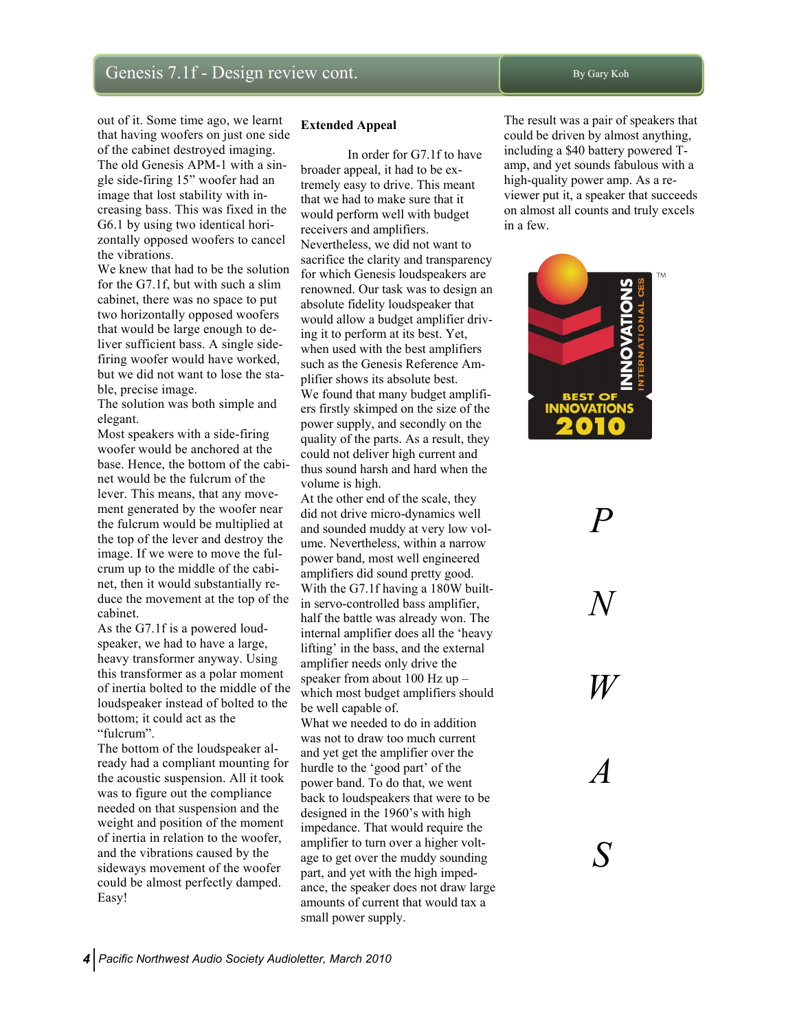# Genesis 7.1f - Design review cont.

By Gary Koh

out of it. Some time ago, we learnt that having woofers on just one side of the cabinet destroyed imaging. The old Genesis APM-1 with a single side-firing 15" woofer had an image that lost stability with increasing bass. This was fixed in the G6.1 by using two identical horizontally opposed woofers to cancel the vibrations.

We knew that had to be the solution for the G7.1f, but with such a slim cabinet, there was no space to put two horizontally opposed woofers that would be large enough to deliver sufficient bass. A single side-firing woofer would have worked, but we did not want to lose the stable, precise image.

The solution was both simple and elegant.

Most speakers with a side-firing woofer would be anchored at the base. Hence, the bottom of the cabinet would be the fulcrum of the lever. This means, that any movement generated by the woofer near the fulcrum would be multiplied at the top of the lever and destroy the image. If we were to move the fulcrum up to the middle of the cabinet, then it would substantially reduce the movement at the top of the cabinet.

As the G7.1f is a powered loudspeaker, we had to have a large, heavy transformer anyway. Using this transformer as a polar moment of inertia bolted to the middle of the loudspeaker instead of bolted to the bottom; it could act as the "fulcrum".

The bottom of the loudspeaker already had a compliant mounting for the acoustic suspension. All it took was to figure out the compliance needed on that suspension and the weight and position of the moment of inertia in relation to the woofer, and the vibrations caused by the sideways movement of the woofer could be almost perfectly damped. Easy!

**Extended Appeal**

In order for G7.1f to have broader appeal, it had to be extremely easy to drive. This meant that we had to make sure that it would perform well with budget receivers and amplifiers. Nevertheless, we did not want to sacrifice the clarity and transparency for which Genesis loudspeakers are renowned. Our task was to design an absolute fidelity loudspeaker that would allow a budget amplifier driving it to perform at its best. Yet, when used with the best amplifiers such as the Genesis Reference Amplifier shows its absolute best.

We found that many budget amplifiers firstly skimped on the size of the power supply, and secondly on the quality of the parts. As a result, they could not deliver high current and thus sound harsh and hard when the volume is high.

At the other end of the scale, they did not drive micro-dynamics well and sounded muddy at very low volume. Nevertheless, within a narrow power band, most well engineered amplifiers did sound pretty good.

With the G7.1f having a 180W built-in servo-controlled bass amplifier, half the battle was already won. The internal amplifier does all the 'heavy lifting' in the bass, and the external amplifier needs only drive the speaker from about 100 Hz up – which most budget amplifiers should be well capable of.

What we needed to do in addition was not to draw too much current and yet get the amplifier over the hurdle to the 'good part' of the power band. To do that, we went back to loudspeakers that were to be designed in the 1960's with high impedance. That would require the amplifier to turn over a higher voltage to get over the muddy sounding part, and yet with the high impedance, the speaker does not draw large amounts of current that would tax a small power supply.

The result was a pair of speakers that could be driven by almost anything, including a $40 battery powered T-amp, and yet sounds fabulous with a high-quality power amp. As a reviewer put it, a speaker that succeeds on almost all counts and truly excels in a few.

INTERNATIONAL CES INNOVATIONS™ BEST OF INNOVATIONS 2010

*P*

*N*

*W*

*A*

*S*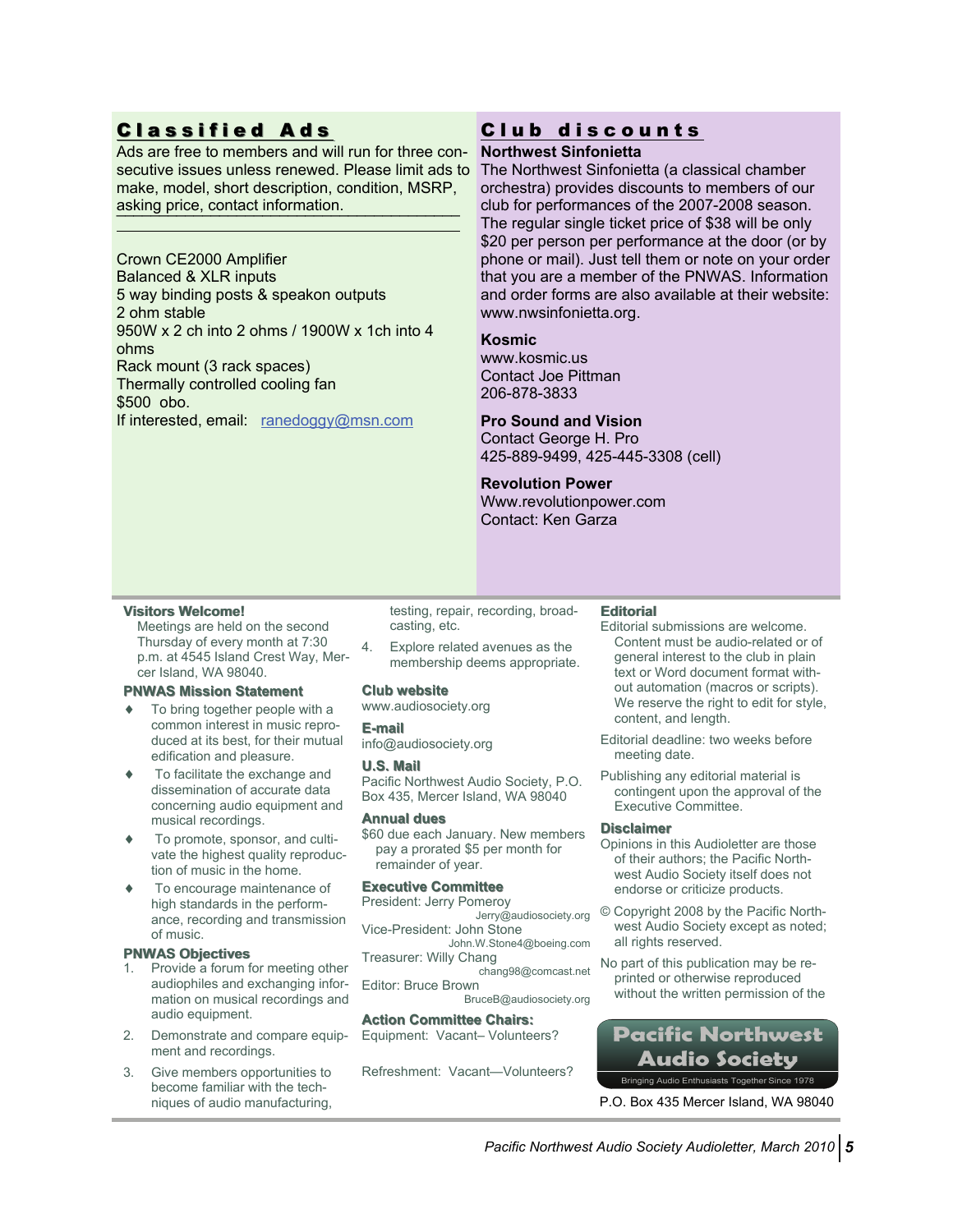## Classified Ads

Ads are free to members and will run for three consecutive issues unless renewed. Please limit ads to make, model, short description, condition, MSRP, asking price, contact information.

---

Crown CE2000 Amplifier
Balanced & XLR inputs
5 way binding posts & speakon outputs
2 ohm stable
950W x 2 ch into 2 ohms / 1900W x 1ch into 4 ohms
Rack mount (3 rack spaces)
Thermally controlled cooling fan
$500 obo.
If interested, email: ranedoggy@msn.com

## Club discounts

**Northwest Sinfonietta**
The Northwest Sinfonietta (a classical chamber orchestra) provides discounts to members of our club for performances of the 2007-2008 season. The regular single ticket price of $38 will be only $20 per person per performance at the door (or by phone or mail). Just tell them or note on your order that you are a member of the PNWAS. Information and order forms are also available at their website: www.nwsinfonietta.org.

**Kosmic**
www.kosmic.us
Contact Joe Pittman
206-878-3833

**Pro Sound and Vision**
Contact George H. Pro
425-889-9499, 425-445-3308 (cell)

**Revolution Power**
Www.revolutionpower.com
Contact: Ken Garza

---

**Visitors Welcome!**
Meetings are held on the second Thursday of every month at 7:30 p.m. at 4545 Island Crest Way, Mercer Island, WA 98040.

**PNWAS Mission Statement**

- To bring together people with a common interest in music reproduced at its best, for their mutual edification and pleasure.
- To facilitate the exchange and dissemination of accurate data concerning audio equipment and musical recordings.
- To promote, sponsor, and cultivate the highest quality reproduction of music in the home.
- To encourage maintenance of high standards in the performance, recording and transmission of music.

**PNWAS Objectives**

1. Provide a forum for meeting other audiophiles and exchanging information on musical recordings and audio equipment.
2. Demonstrate and compare equipment and recordings.
3. Give members opportunities to become familiar with the techniques of audio manufacturing, testing, repair, recording, broadcasting, etc.
4. Explore related avenues as the membership deems appropriate.

**Club website**
www.audiosociety.org

**E-mail**
info@audiosociety.org

**U.S. Mail**
Pacific Northwest Audio Society, P.O. Box 435, Mercer Island, WA 98040

**Annual dues**
$60 due each January. New members pay a prorated $5 per month for remainder of year.

**Executive Committee**
President: Jerry Pomeroy
Jerry@audiosociety.org
Vice-President: John Stone
John.W.Stone4@boeing.com
Treasurer: Willy Chang
chang98@comcast.net
Editor: Bruce Brown
BruceB@audiosociety.org

**Action Committee Chairs:**
Equipment: Vacant– Volunteers?

Refreshment: Vacant—Volunteers?

**Editorial**
Editorial submissions are welcome. Content must be audio-related or of general interest to the club in plain text or Word document format without automation (macros or scripts). We reserve the right to edit for style, content, and length.

Editorial deadline: two weeks before meeting date.

Publishing any editorial material is contingent upon the approval of the Executive Committee.

**Disclaimer**
Opinions in this Audioletter are those of their authors; the Pacific Northwest Audio Society itself does not endorse or criticize products.

© Copyright 2008 by the Pacific Northwest Audio Society except as noted; all rights reserved.

No part of this publication may be reprinted or otherwise reproduced without the written permission of the

**Pacific Northwest Audio Society**
Bringing Audio Enthusiasts Together Since 1978

P.O. Box 435 Mercer Island, WA 98040